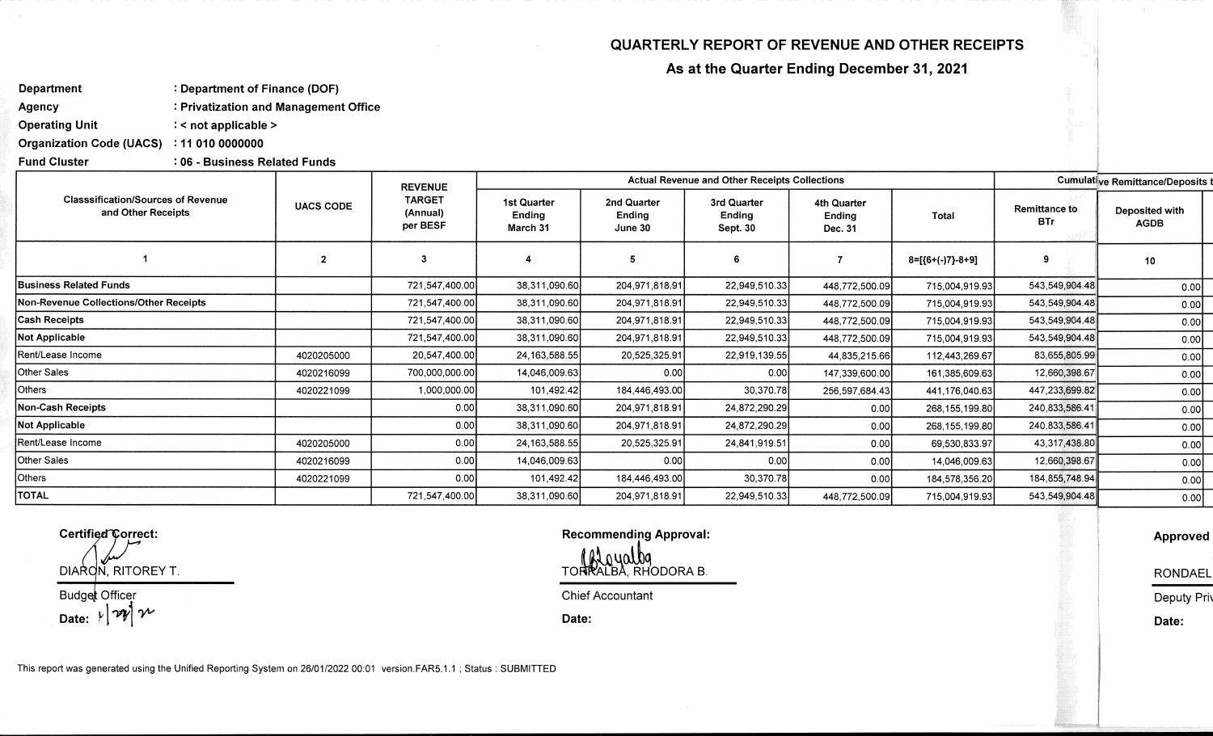## QUARTERLY REPORT OF REVENUE AND OTHER RECEIPTS

### As at the Quarter Ending December 31, 2021

**Department** : Department of Finance (DOF)
**Agency** : Privatization and Management Office
**Operating Unit** : < not applicable >
**Organization Code (UACS)** : 11 010 0000000
**Fund Cluster** : 06 - Business Related Funds

| Classsification/Sources of Revenue and Other Receipts | UACS CODE | REVENUE TARGET (Annual) per BESF | Actual Revenue and Other Receipts Collections | | | | | Cumulative Remittance/Deposits t | |
|---|---|---|---|---|---|---|---|---|---|
| | | | 1st Quarter Ending March 31 | 2nd Quarter Ending June 30 | 3rd Quarter Ending Sept. 30 | 4th Quarter Ending Dec. 31 | Total | Remittance to BTr | Deposited with AGDB |
| 1 | 2 | 3 | 4 | 5 | 6 | 7 | 8=[(6+(-)7)-8+9] | 9 | 10 |
| **Business Related Funds** | | 721,547,400.00 | 38,311,090.60 | 204,971,818.91 | 22,949,510.33 | 448,772,500.09 | 715,004,919.93 | 543,549,904.48 | 0.00 |
| **Non-Revenue Collections/Other Receipts** | | 721,547,400.00 | 38,311,090.60 | 204,971,818.91 | 22,949,510.33 | 448,772,500.09 | 715,004,919.93 | 543,549,904.48 | 0.00 |
| **Cash Receipts** | | 721,547,400.00 | 38,311,090.60 | 204,971,818.91 | 22,949,510.33 | 448,772,500.09 | 715,004,919.93 | 543,549,904.48 | 0.00 |
| **Not Applicable** | | 721,547,400.00 | 38,311,090.60 | 204,971,818.91 | 22,949,510.33 | 448,772,500.09 | 715,004,919.93 | 543,549,904.48 | 0.00 |
| Rent/Lease Income | 4020205000 | 20,547,400.00 | 24,163,588.55 | 20,525,325.91 | 22,919,139.55 | 44,835,215.66 | 112,443,269.67 | 83,655,805.99 | 0.00 |
| Other Sales | 4020216099 | 700,000,000.00 | 14,046,009.63 | 0.00 | 0.00 | 147,339,600.00 | 161,385,609.63 | 12,660,398.67 | 0.00 |
| Others | 4020221099 | 1,000,000.00 | 101,492.42 | 184,446,493.00 | 30,370.78 | 256,597,684.43 | 441,176,040.63 | 447,233,699.82 | 0.00 |
| **Non-Cash Receipts** | | 0.00 | 38,311,090.60 | 204,971,818.91 | 24,872,290.29 | 0.00 | 268,155,199.80 | 240,833,586.41 | 0.00 |
| **Not Applicable** | | 0.00 | 38,311,090.60 | 204,971,818.91 | 24,872,290.29 | 0.00 | 268,155,199.80 | 240,833,586.41 | 0.00 |
| Rent/Lease Income | 4020205000 | 0.00 | 24,163,588.55 | 20,525,325.91 | 24,841,919.51 | 0.00 | 69,530,833.97 | 43,317,438.80 | 0.00 |
| Other Sales | 4020216099 | 0.00 | 14,046,009.63 | 0.00 | 0.00 | 0.00 | 14,046,009.63 | 12,660,398.67 | 0.00 |
| Others | 4020221099 | 0.00 | 101,492.42 | 184,446,493.00 | 30,370.78 | 0.00 | 184,578,356.20 | 184,855,748.94 | 0.00 |
| **TOTAL** | | 721,547,400.00 | 38,311,090.60 | 204,971,818.91 | 22,949,510.33 | 448,772,500.09 | 715,004,919.93 | 543,549,904.48 | 0.00 |

**Certified Correct:**

DIARON, RITOREY T.
Budget Officer
Date: 1/27/22

**Recommending Approval:**

TORRALBA, RHODORA B.
Chief Accountant
Date:

**Approved**

RONDAEL
Deputy Priv
Date:

This report was generated using the Unified Reporting System on 26/01/2022 00:01 version.FAR5.1.1 ; Status : SUBMITTED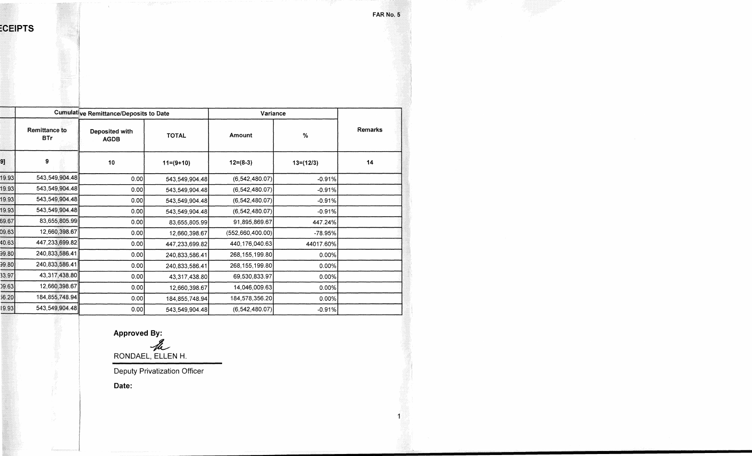FAR No. 5

# ECEIPTS

| | Cumulative Remittance/Deposits to Date | | | Variance | | Remarks |
|---|---|---|---|---|---|---|
| | Remittance to BTr | Deposited with AGDB | TOTAL | Amount | % | |
| 9] | 9 | 10 | 11=(9+10) | 12=(8-3) | 13=(12/3) | 14 |
| 19.93 | 543,549,904.48 | 0.00 | 543,549,904.48 | (6,542,480.07) | -0.91% | |
| 19.93 | 543,549,904.48 | 0.00 | 543,549,904.48 | (6,542,480.07) | -0.91% | |
| 19.93 | 543,549,904.48 | 0.00 | 543,549,904.48 | (6,542,480.07) | -0.91% | |
| 19.93 | 543,549,904.48 | 0.00 | 543,549,904.48 | (6,542,480.07) | -0.91% | |
| 69.67 | 83,655,805.99 | 0.00 | 83,655,805.99 | 91,895,869.67 | 447.24% | |
| 09.63 | 12,660,398.67 | 0.00 | 12,660,398.67 | (552,660,400.00) | -78.95% | |
| 40.63 | 447,233,699.82 | 0.00 | 447,233,699.82 | 440,176,040.63 | 44017.60% | |
| 99.80 | 240,833,586.41 | 0.00 | 240,833,586.41 | 268,155,199.80 | 0.00% | |
| 99.80 | 240,833,586.41 | 0.00 | 240,833,586.41 | 268,155,199.80 | 0.00% | |
| 33.97 | 43,317,438.80 | 0.00 | 43,317,438.80 | 69,530,833.97 | 0.00% | |
| 09.63 | 12,660,398.67 | 0.00 | 12,660,398.67 | 14,046,009.63 | 0.00% | |
| 56.20 | 184,855,748.94 | 0.00 | 184,855,748.94 | 184,578,356.20 | 0.00% | |
| 19.93 | 543,549,904.48 | 0.00 | 543,549,904.48 | (6,542,480.07) | -0.91% | |

**Approved By:**

RONDAEL, ELLEN H.

Deputy Privatization Officer

**Date:**